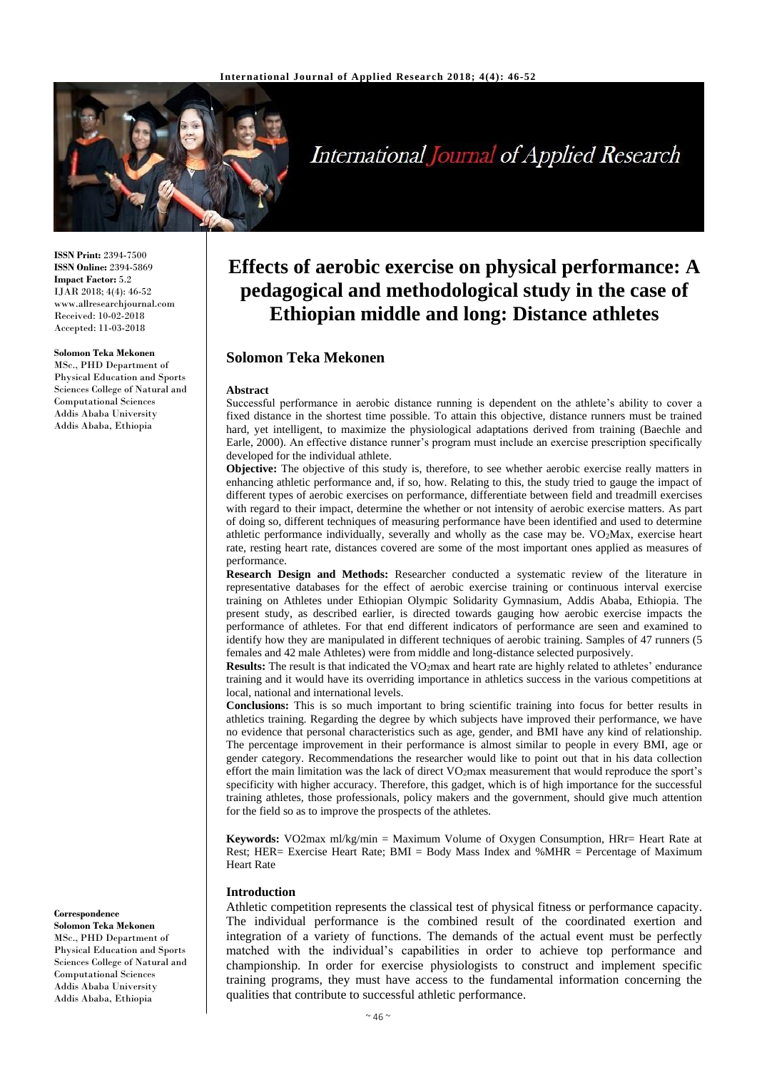**ISSN Print:** 2394-7500
**ISSN Online:** 2394-5869
**Impact Factor:** 5.2
IJAR 2018; 4(4): 46-52
www.allresearchjournal.com
Received: 10-02-2018
Accepted: 11-03-2018

**Solomon Teka Mekonen**
MSc., PHD Department of Physical Education and Sports Sciences College of Natural and Computational Sciences Addis Ababa University Addis Ababa, Ethiopia

**Correspondence**
**Solomon Teka Mekonen**
MSc., PHD Department of Physical Education and Sports Sciences College of Natural and Computational Sciences Addis Ababa University Addis Ababa, Ethiopia

# Effects of aerobic exercise on physical performance: A pedagogical and methodological study in the case of Ethiopian middle and long: Distance athletes

## Solomon Teka Mekonen

### Abstract

Successful performance in aerobic distance running is dependent on the athlete's ability to cover a fixed distance in the shortest time possible. To attain this objective, distance runners must be trained hard, yet intelligent, to maximize the physiological adaptations derived from training (Baechle and Earle, 2000). An effective distance runner's program must include an exercise prescription specifically developed for the individual athlete.

**Objective:** The objective of this study is, therefore, to see whether aerobic exercise really matters in enhancing athletic performance and, if so, how. Relating to this, the study tried to gauge the impact of different types of aerobic exercises on performance, differentiate between field and treadmill exercises with regard to their impact, determine the whether or not intensity of aerobic exercise matters. As part of doing so, different techniques of measuring performance have been identified and used to determine athletic performance individually, severally and wholly as the case may be. $VO_2$Max, exercise heart rate, resting heart rate, distances covered are some of the most important ones applied as measures of performance.

**Research Design and Methods:** Researcher conducted a systematic review of the literature in representative databases for the effect of aerobic exercise training or continuous interval exercise training on Athletes under Ethiopian Olympic Solidarity Gymnasium, Addis Ababa, Ethiopia. The present study, as described earlier, is directed towards gauging how aerobic exercise impacts the performance of athletes. For that end different indicators of performance are seen and examined to identify how they are manipulated in different techniques of aerobic training. Samples of 47 runners (5 females and 42 male Athletes) were from middle and long-distance selected purposively.

**Results:** The result is that indicated the $VO_2$max and heart rate are highly related to athletes' endurance training and it would have its overriding importance in athletics success in the various competitions at local, national and international levels.

**Conclusions:** This is so much important to bring scientific training into focus for better results in athletics training. Regarding the degree by which subjects have improved their performance, we have no evidence that personal characteristics such as age, gender, and BMI have any kind of relationship. The percentage improvement in their performance is almost similar to people in every BMI, age or gender category. Recommendations the researcher would like to point out that in his data collection effort the main limitation was the lack of direct $VO_2$max measurement that would reproduce the sport's specificity with higher accuracy. Therefore, this gadget, which is of high importance for the successful training athletes, those professionals, policy makers and the government, should give much attention for the field so as to improve the prospects of the athletes.

**Keywords:** VO2max ml/kg/min = Maximum Volume of Oxygen Consumption, HRr= Heart Rate at Rest; HER= Exercise Heart Rate; BMI = Body Mass Index and %MHR = Percentage of Maximum Heart Rate

### Introduction

Athletic competition represents the classical test of physical fitness or performance capacity. The individual performance is the combined result of the coordinated exertion and integration of a variety of functions. The demands of the actual event must be perfectly matched with the individual's capabilities in order to achieve top performance and championship. In order for exercise physiologists to construct and implement specific training programs, they must have access to the fundamental information concerning the qualities that contribute to successful athletic performance.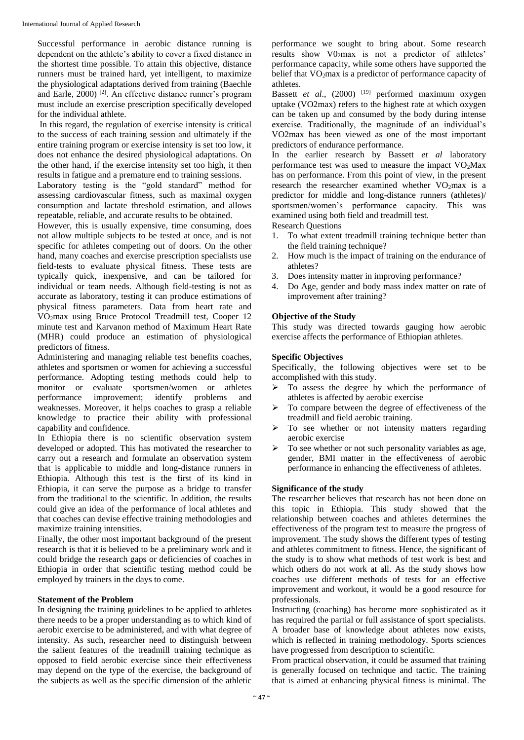Successful performance in aerobic distance running is dependent on the athlete's ability to cover a fixed distance in the shortest time possible. To attain this objective, distance runners must be trained hard, yet intelligent, to maximize the physiological adaptations derived from training (Baechle and Earle, 2000) [2]. An effective distance runner's program must include an exercise prescription specifically developed for the individual athlete.

In this regard, the regulation of exercise intensity is critical to the success of each training session and ultimately if the entire training program or exercise intensity is set too low, it does not enhance the desired physiological adaptations. On the other hand, if the exercise intensity set too high, it then results in fatigue and a premature end to training sessions.

Laboratory testing is the "gold standard" method for assessing cardiovascular fitness, such as maximal oxygen consumption and lactate threshold estimation, and allows repeatable, reliable, and accurate results to be obtained.

However, this is usually expensive, time consuming, does not allow multiple subjects to be tested at once, and is not specific for athletes competing out of doors. On the other hand, many coaches and exercise prescription specialists use field-tests to evaluate physical fitness. These tests are typically quick, inexpensive, and can be tailored for individual or team needs. Although field-testing is not as accurate as laboratory, testing it can produce estimations of physical fitness parameters. Data from heart rate and $VO_2$max using Bruce Protocol Treadmill test, Cooper 12 minute test and Karvanon method of Maximum Heart Rate (MHR) could produce an estimation of physiological predictors of fitness.

Administering and managing reliable test benefits coaches, athletes and sportsmen or women for achieving a successful performance. Adopting testing methods could help to monitor or evaluate sportsmen/women or athletes performance improvement; identify problems and weaknesses. Moreover, it helps coaches to grasp a reliable knowledge to practice their ability with professional capability and confidence.

In Ethiopia there is no scientific observation system developed or adopted. This has motivated the researcher to carry out a research and formulate an observation system that is applicable to middle and long-distance runners in Ethiopia. Although this test is the first of its kind in Ethiopia, it can serve the purpose as a bridge to transfer from the traditional to the scientific. In addition, the results could give an idea of the performance of local athletes and that coaches can devise effective training methodologies and maximize training intensities.

Finally, the other most important background of the present research is that it is believed to be a preliminary work and it could bridge the research gaps or deficiencies of coaches in Ethiopia in order that scientific testing method could be employed by trainers in the days to come.

**Statement of the Problem**

In designing the training guidelines to be applied to athletes there needs to be a proper understanding as to which kind of aerobic exercise to be administered, and with what degree of intensity. As such, researcher need to distinguish between the salient features of the treadmill training technique as opposed to field aerobic exercise since their effectiveness may depend on the type of the exercise, the background of the subjects as well as the specific dimension of the athletic performance we sought to bring about. Some research results show $V0_2$max is not a predictor of athletes' performance capacity, while some others have supported the belief that $VO_2$max is a predictor of performance capacity of athletes.

Bassett *et al*., (2000) [19] performed maximum oxygen uptake (VO2max) refers to the highest rate at which oxygen can be taken up and consumed by the body during intense exercise. Traditionally, the magnitude of an individual's VO2max has been viewed as one of the most important predictors of endurance performance.

In the earlier research by Bassett *et al* laboratory performance test was used to measure the impact $VO_2$Max has on performance. From this point of view, in the present research the researcher examined whether $VO_2$max is a predictor for middle and long-distance runners (athletes)/ sportsmen/women's performance capacity. This was examined using both field and treadmill test.

Research Questions

1. To what extent treadmill training technique better than the field training technique?
2. How much is the impact of training on the endurance of athletes?
3. Does intensity matter in improving performance?
4. Do Age, gender and body mass index matter on rate of improvement after training?

**Objective of the Study**

This study was directed towards gauging how aerobic exercise affects the performance of Ethiopian athletes.

**Specific Objectives**

Specifically, the following objectives were set to be accomplished with this study.

- To assess the degree by which the performance of athletes is affected by aerobic exercise
- To compare between the degree of effectiveness of the treadmill and field aerobic training.
- To see whether or not intensity matters regarding aerobic exercise
- To see whether or not such personality variables as age, gender, BMI matter in the effectiveness of aerobic performance in enhancing the effectiveness of athletes.

**Significance of the study**

The researcher believes that research has not been done on this topic in Ethiopia. This study showed that the relationship between coaches and athletes determines the effectiveness of the program test to measure the progress of improvement. The study shows the different types of testing and athletes commitment to fitness. Hence, the significant of the study is to show what methods of test work is best and which others do not work at all. As the study shows how coaches use different methods of tests for an effective improvement and workout, it would be a good resource for professionals.

Instructing (coaching) has become more sophisticated as it has required the partial or full assistance of sport specialists. A broader base of knowledge about athletes now exists, which is reflected in training methodology. Sports sciences have progressed from description to scientific.

From practical observation, it could be assumed that training is generally focused on technique and tactic. The training that is aimed at enhancing physical fitness is minimal. The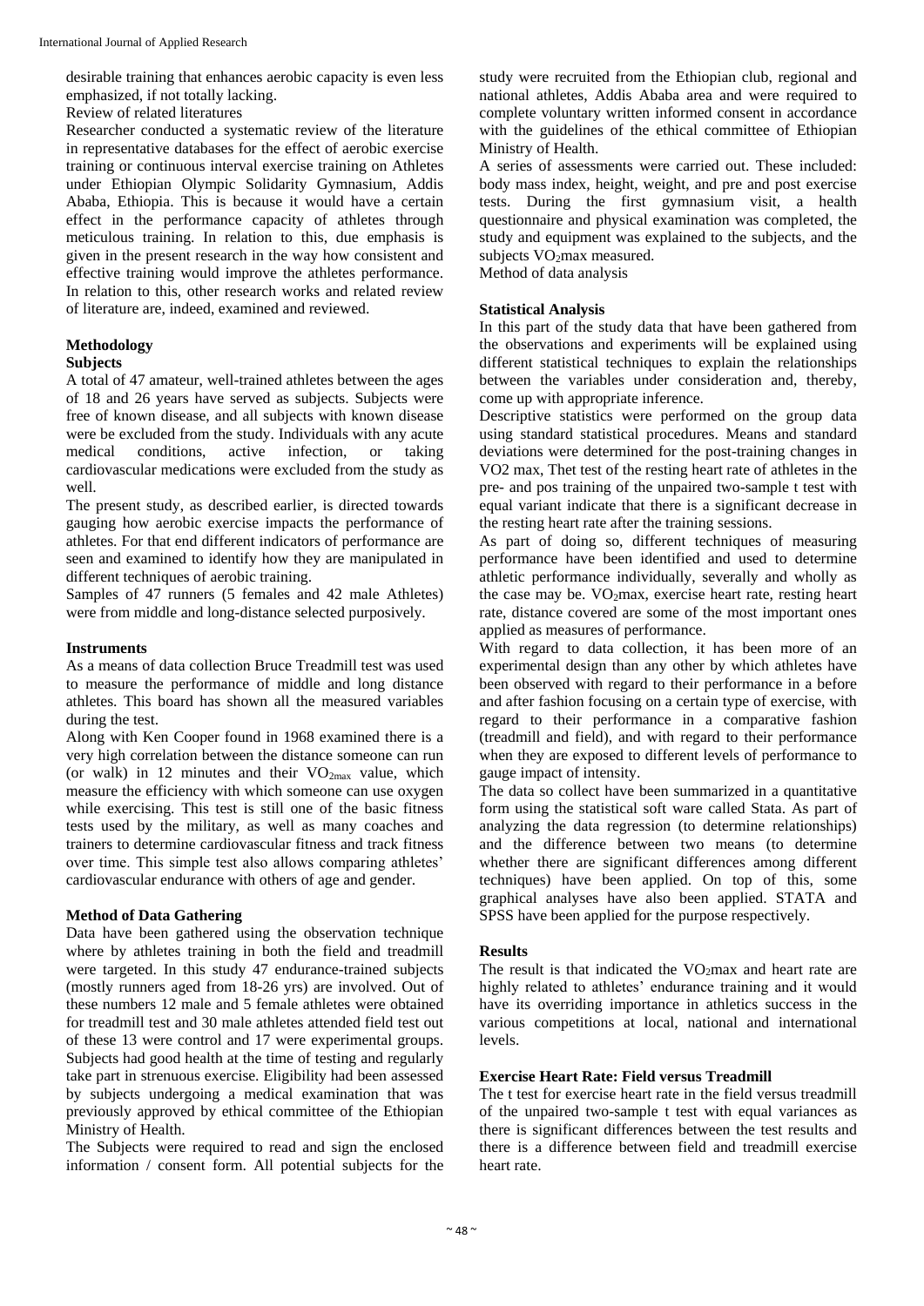desirable training that enhances aerobic capacity is even less emphasized, if not totally lacking.

Review of related literatures

Researcher conducted a systematic review of the literature in representative databases for the effect of aerobic exercise training or continuous interval exercise training on Athletes under Ethiopian Olympic Solidarity Gymnasium, Addis Ababa, Ethiopia. This is because it would have a certain effect in the performance capacity of athletes through meticulous training. In relation to this, due emphasis is given in the present research in the way how consistent and effective training would improve the athletes performance. In relation to this, other research works and related review of literature are, indeed, examined and reviewed.

## Methodology

### Subjects

A total of 47 amateur, well-trained athletes between the ages of 18 and 26 years have served as subjects. Subjects were free of known disease, and all subjects with known disease were be excluded from the study. Individuals with any acute medical conditions, active infection, or taking cardiovascular medications were excluded from the study as well.

The present study, as described earlier, is directed towards gauging how aerobic exercise impacts the performance of athletes. For that end different indicators of performance are seen and examined to identify how they are manipulated in different techniques of aerobic training.

Samples of 47 runners (5 females and 42 male Athletes) were from middle and long-distance selected purposively.

### Instruments

As a means of data collection Bruce Treadmill test was used to measure the performance of middle and long distance athletes. This board has shown all the measured variables during the test.

Along with Ken Cooper found in 1968 examined there is a very high correlation between the distance someone can run (or walk) in 12 minutes and their $VO_{2max}$ value, which measure the efficiency with which someone can use oxygen while exercising. This test is still one of the basic fitness tests used by the military, as well as many coaches and trainers to determine cardiovascular fitness and track fitness over time. This simple test also allows comparing athletes' cardiovascular endurance with others of age and gender.

### Method of Data Gathering

Data have been gathered using the observation technique where by athletes training in both the field and treadmill were targeted. In this study 47 endurance-trained subjects (mostly runners aged from 18-26 yrs) are involved. Out of these numbers 12 male and 5 female athletes were obtained for treadmill test and 30 male athletes attended field test out of these 13 were control and 17 were experimental groups. Subjects had good health at the time of testing and regularly take part in strenuous exercise. Eligibility had been assessed by subjects undergoing a medical examination that was previously approved by ethical committee of the Ethiopian Ministry of Health.

The Subjects were required to read and sign the enclosed information / consent form. All potential subjects for the study were recruited from the Ethiopian club, regional and national athletes, Addis Ababa area and were required to complete voluntary written informed consent in accordance with the guidelines of the ethical committee of Ethiopian Ministry of Health.

A series of assessments were carried out. These included: body mass index, height, weight, and pre and post exercise tests. During the first gymnasium visit, a health questionnaire and physical examination was completed, the study and equipment was explained to the subjects, and the subjects $VO_2$max measured.

Method of data analysis

### Statistical Analysis

In this part of the study data that have been gathered from the observations and experiments will be explained using different statistical techniques to explain the relationships between the variables under consideration and, thereby, come up with appropriate inference.

Descriptive statistics were performed on the group data using standard statistical procedures. Means and standard deviations were determined for the post-training changes in VO2 max, Thet test of the resting heart rate of athletes in the pre- and pos training of the unpaired two-sample t test with equal variant indicate that there is a significant decrease in the resting heart rate after the training sessions.

As part of doing so, different techniques of measuring performance have been identified and used to determine athletic performance individually, severally and wholly as the case may be. $VO_2$max, exercise heart rate, resting heart rate, distance covered are some of the most important ones applied as measures of performance.

With regard to data collection, it has been more of an experimental design than any other by which athletes have been observed with regard to their performance in a before and after fashion focusing on a certain type of exercise, with regard to their performance in a comparative fashion (treadmill and field), and with regard to their performance when they are exposed to different levels of performance to gauge impact of intensity.

The data so collect have been summarized in a quantitative form using the statistical soft ware called Stata. As part of analyzing the data regression (to determine relationships) and the difference between two means (to determine whether there are significant differences among different techniques) have been applied. On top of this, some graphical analyses have also been applied. STATA and SPSS have been applied for the purpose respectively.

## Results

The result is that indicated the $VO_2$max and heart rate are highly related to athletes' endurance training and it would have its overriding importance in athletics success in the various competitions at local, national and international levels.

### Exercise Heart Rate: Field versus Treadmill

The t test for exercise heart rate in the field versus treadmill of the unpaired two-sample t test with equal variances as there is significant differences between the test results and there is a difference between field and treadmill exercise heart rate.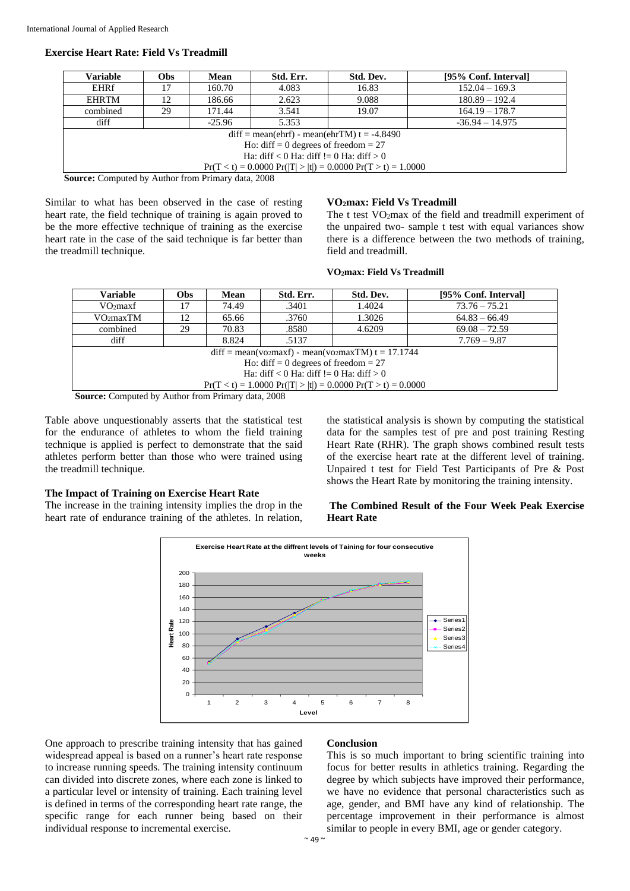**Exercise Heart Rate: Field Vs Treadmill**

| Variable | Obs | Mean | Std. Err. | Std. Dev. | [95% Conf. Interval] |
|---|---|---|---|---|---|
| EHRf | 17 | 160.70 | 4.083 | 16.83 | 152.04 – 169.3 |
| EHRTM | 12 | 186.66 | 2.623 | 9.088 | 180.89 – 192.4 |
| combined | 29 | 171.44 | 3.541 | 19.07 | 164.19 – 178.7 |
| diff | | -25.96 | 5.353 | | -36.94 – 14.975 |
| diff = mean(ehrf) - mean(ehrTM) t = -4.8490 | | | | | |
| Ho: diff = 0 degrees of freedom = 27 | | | | | |
| Ha: diff < 0 Ha: diff != 0 Ha: diff > 0 | | | | | |
| Pr(T < t) = 0.0000 Pr(\|T\| > \|t\|) = 0.0000 Pr(T > t) = 1.0000 | | | | | |

**Source:** Computed by Author from Primary data, 2008

Similar to what has been observed in the case of resting heart rate, the field technique of training is again proved to be the more effective technique of training as the exercise heart rate in the case of the said technique is far better than the treadmill technique.

**$VO_2$max: Field Vs Treadmill**

The t test $VO_2$max of the field and treadmill experiment of the unpaired two- sample t test with equal variances show there is a difference between the two methods of training, field and treadmill.

**$VO_2$max: Field Vs Treadmill**

| Variable | Obs | Mean | Std. Err. | Std. Dev. | [95% Conf. Interval] |
|---|---|---|---|---|---|
| $VO_2$maxf | 17 | 74.49 | .3401 | 1.4024 | 73.76 – 75.21 |
| $VO_2$maxTM | 12 | 65.66 | .3760 | 1.3026 | 64.83 – 66.49 |
| combined | 29 | 70.83 | .8580 | 4.6209 | 69.08 – 72.59 |
| diff | | 8.824 | .5137 | | 7.769 – 9.87 |
| diff = mean($vo_2$maxf) - mean($vo_2$maxTM) t = 17.1744 | | | | | |
| Ho: diff = 0 degrees of freedom = 27 | | | | | |
| Ha: diff < 0 Ha: diff != 0 Ha: diff > 0 | | | | | |
| Pr(T < t) = 1.0000 Pr(\|T\| > \|t\|) = 0.0000 Pr(T > t) = 0.0000 | | | | | |

**Source:** Computed by Author from Primary data, 2008

Table above unquestionably asserts that the statistical test for the endurance of athletes to whom the field training technique is applied is perfect to demonstrate that the said athletes perform better than those who were trained using the treadmill technique.

**The Impact of Training on Exercise Heart Rate**

The increase in the training intensity implies the drop in the heart rate of endurance training of the athletes. In relation, the statistical analysis is shown by computing the statistical data for the samples test of pre and post training Resting Heart Rate (RHR). The graph shows combined result tests of the exercise heart rate at the different level of training. Unpaired t test for Field Test Participants of Pre & Post shows the Heart Rate by monitoring the training intensity.

**The Combined Result of the Four Week Peak Exercise Heart Rate**

One approach to prescribe training intensity that has gained widespread appeal is based on a runner's heart rate response to increase running speeds. The training intensity continuum can divided into discrete zones, where each zone is linked to a particular level or intensity of training. Each training level is defined in terms of the corresponding heart rate range, the specific range for each runner being based on their individual response to incremental exercise.

**Conclusion**

This is so much important to bring scientific training into focus for better results in athletics training. Regarding the degree by which subjects have improved their performance, we have no evidence that personal characteristics such as age, gender, and BMI have any kind of relationship. The percentage improvement in their performance is almost similar to people in every BMI, age or gender category.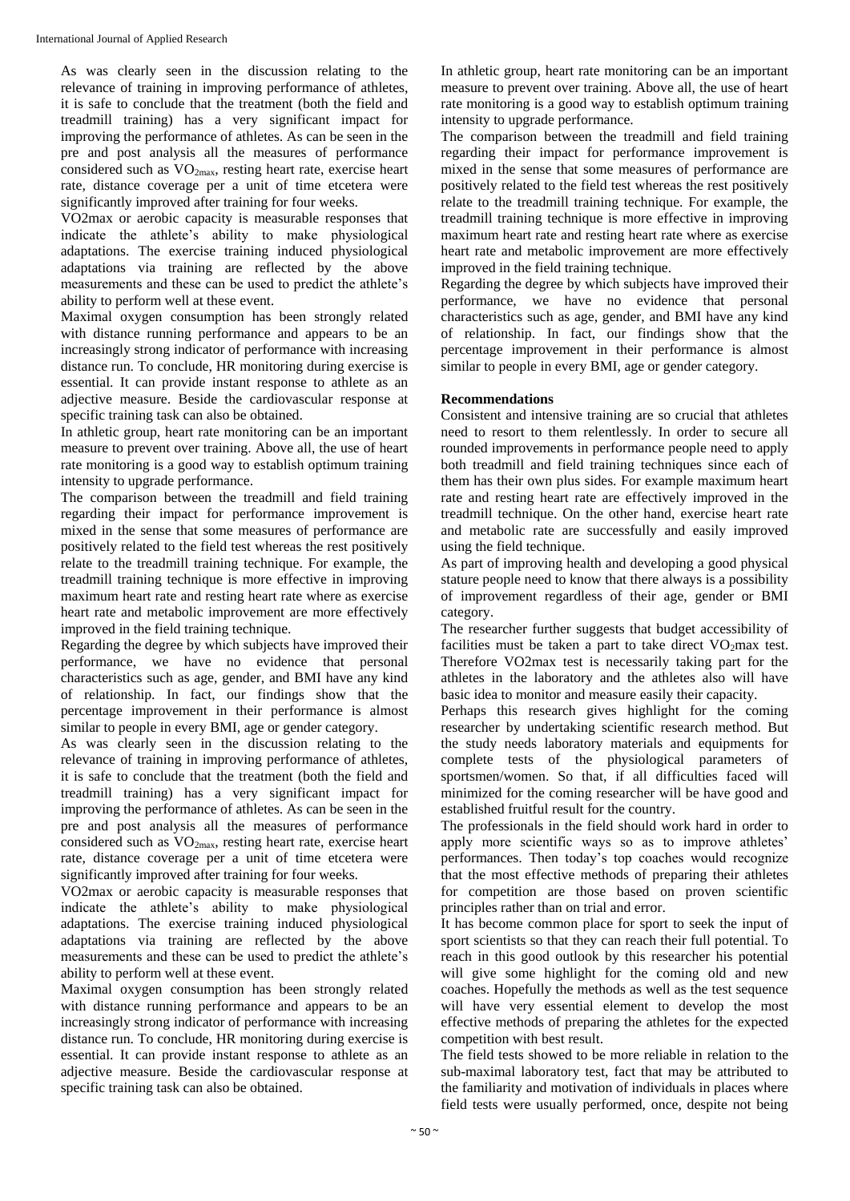As was clearly seen in the discussion relating to the relevance of training in improving performance of athletes, it is safe to conclude that the treatment (both the field and treadmill training) has a very significant impact for improving the performance of athletes. As can be seen in the pre and post analysis all the measures of performance considered such as $VO_{2max}$, resting heart rate, exercise heart rate, distance coverage per a unit of time etcetera were significantly improved after training for four weeks.

VO2max or aerobic capacity is measurable responses that indicate the athlete's ability to make physiological adaptations. The exercise training induced physiological adaptations via training are reflected by the above measurements and these can be used to predict the athlete's ability to perform well at these event.

Maximal oxygen consumption has been strongly related with distance running performance and appears to be an increasingly strong indicator of performance with increasing distance run. To conclude, HR monitoring during exercise is essential. It can provide instant response to athlete as an adjective measure. Beside the cardiovascular response at specific training task can also be obtained.

In athletic group, heart rate monitoring can be an important measure to prevent over training. Above all, the use of heart rate monitoring is a good way to establish optimum training intensity to upgrade performance.

The comparison between the treadmill and field training regarding their impact for performance improvement is mixed in the sense that some measures of performance are positively related to the field test whereas the rest positively relate to the treadmill training technique. For example, the treadmill training technique is more effective in improving maximum heart rate and resting heart rate where as exercise heart rate and metabolic improvement are more effectively improved in the field training technique.

Regarding the degree by which subjects have improved their performance, we have no evidence that personal characteristics such as age, gender, and BMI have any kind of relationship. In fact, our findings show that the percentage improvement in their performance is almost similar to people in every BMI, age or gender category.

As was clearly seen in the discussion relating to the relevance of training in improving performance of athletes, it is safe to conclude that the treatment (both the field and treadmill training) has a very significant impact for improving the performance of athletes. As can be seen in the pre and post analysis all the measures of performance considered such as $VO_{2max}$, resting heart rate, exercise heart rate, distance coverage per a unit of time etcetera were significantly improved after training for four weeks.

VO2max or aerobic capacity is measurable responses that indicate the athlete's ability to make physiological adaptations. The exercise training induced physiological adaptations via training are reflected by the above measurements and these can be used to predict the athlete's ability to perform well at these event.

Maximal oxygen consumption has been strongly related with distance running performance and appears to be an increasingly strong indicator of performance with increasing distance run. To conclude, HR monitoring during exercise is essential. It can provide instant response to athlete as an adjective measure. Beside the cardiovascular response at specific training task can also be obtained.

In athletic group, heart rate monitoring can be an important measure to prevent over training. Above all, the use of heart rate monitoring is a good way to establish optimum training intensity to upgrade performance.

The comparison between the treadmill and field training regarding their impact for performance improvement is mixed in the sense that some measures of performance are positively related to the field test whereas the rest positively relate to the treadmill training technique. For example, the treadmill training technique is more effective in improving maximum heart rate and resting heart rate where as exercise heart rate and metabolic improvement are more effectively improved in the field training technique.

Regarding the degree by which subjects have improved their performance, we have no evidence that personal characteristics such as age, gender, and BMI have any kind of relationship. In fact, our findings show that the percentage improvement in their performance is almost similar to people in every BMI, age or gender category.

## Recommendations

Consistent and intensive training are so crucial that athletes need to resort to them relentlessly. In order to secure all rounded improvements in performance people need to apply both treadmill and field training techniques since each of them has their own plus sides. For example maximum heart rate and resting heart rate are effectively improved in the treadmill technique. On the other hand, exercise heart rate and metabolic rate are successfully and easily improved using the field technique.

As part of improving health and developing a good physical stature people need to know that there always is a possibility of improvement regardless of their age, gender or BMI category.

The researcher further suggests that budget accessibility of facilities must be taken a part to take direct $VO_2$max test. Therefore VO2max test is necessarily taking part for the athletes in the laboratory and the athletes also will have basic idea to monitor and measure easily their capacity.

Perhaps this research gives highlight for the coming researcher by undertaking scientific research method. But the study needs laboratory materials and equipments for complete tests of the physiological parameters of sportsmen/women. So that, if all difficulties faced will minimized for the coming researcher will be have good and established fruitful result for the country.

The professionals in the field should work hard in order to apply more scientific ways so as to improve athletes' performances. Then today's top coaches would recognize that the most effective methods of preparing their athletes for competition are those based on proven scientific principles rather than on trial and error.

It has become common place for sport to seek the input of sport scientists so that they can reach their full potential. To reach in this good outlook by this researcher his potential will give some highlight for the coming old and new coaches. Hopefully the methods as well as the test sequence will have very essential element to develop the most effective methods of preparing the athletes for the expected competition with best result.

The field tests showed to be more reliable in relation to the sub-maximal laboratory test, fact that may be attributed to the familiarity and motivation of individuals in places where field tests were usually performed, once, despite not being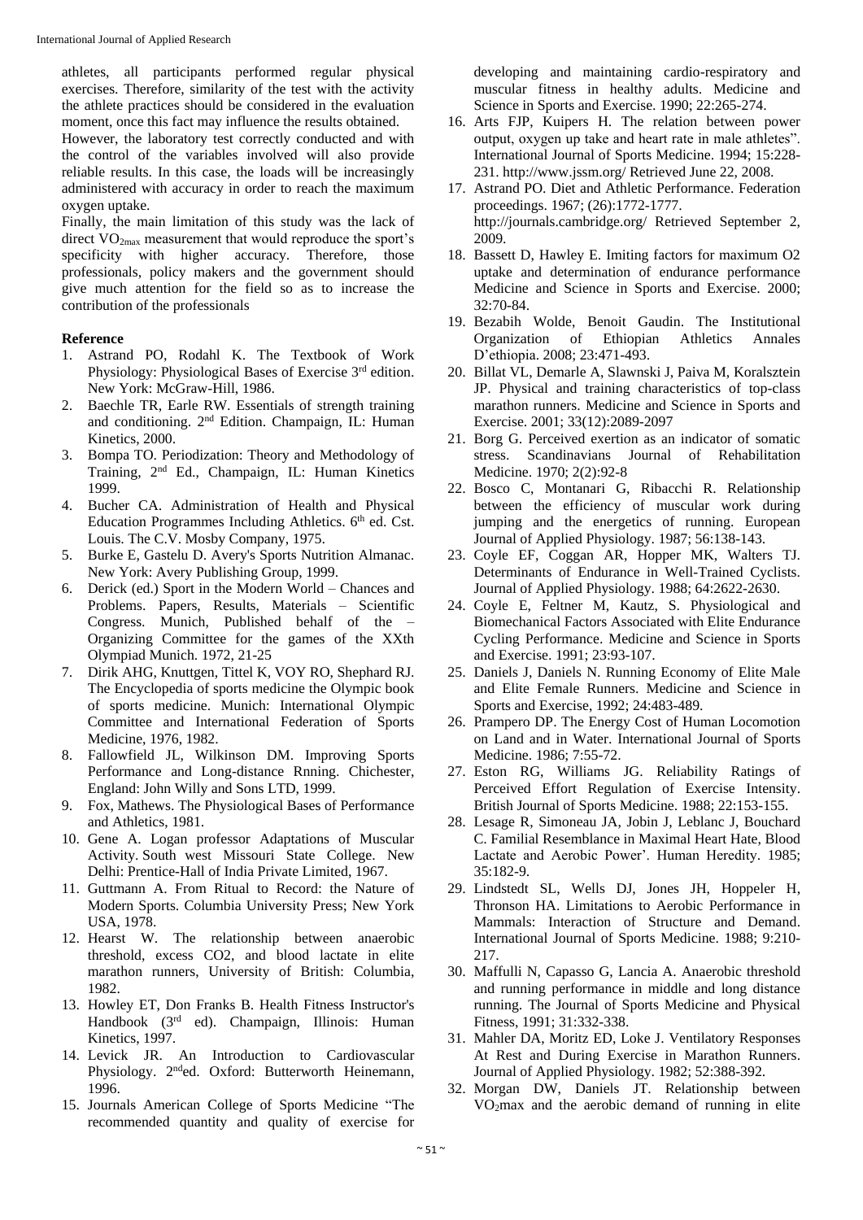athletes, all participants performed regular physical exercises. Therefore, similarity of the test with the activity the athlete practices should be considered in the evaluation moment, once this fact may influence the results obtained.

However, the laboratory test correctly conducted and with the control of the variables involved will also provide reliable results. In this case, the loads will be increasingly administered with accuracy in order to reach the maximum oxygen uptake.

Finally, the main limitation of this study was the lack of direct $VO_{2max}$ measurement that would reproduce the sport's specificity with higher accuracy. Therefore, those professionals, policy makers and the government should give much attention for the field so as to increase the contribution of the professionals

**Reference**

1. Astrand PO, Rodahl K. The Textbook of Work Physiology: Physiological Bases of Exercise 3rd edition. New York: McGraw-Hill, 1986.
2. Baechle TR, Earle RW. Essentials of strength training and conditioning. 2nd Edition. Champaign, IL: Human Kinetics, 2000.
3. Bompa TO. Periodization: Theory and Methodology of Training, 2nd Ed., Champaign, IL: Human Kinetics 1999.
4. Bucher CA. Administration of Health and Physical Education Programmes Including Athletics. 6th ed. Cst. Louis. The C.V. Mosby Company, 1975.
5. Burke E, Gastelu D. Avery's Sports Nutrition Almanac. New York: Avery Publishing Group, 1999.
6. Derick (ed.) Sport in the Modern World – Chances and Problems. Papers, Results, Materials – Scientific Congress. Munich, Published behalf of the – Organizing Committee for the games of the XXth Olympiad Munich. 1972, 21-25
7. Dirik AHG, Knuttgen, Tittel K, VOY RO, Shephard RJ. The Encyclopedia of sports medicine the Olympic book of sports medicine. Munich: International Olympic Committee and International Federation of Sports Medicine, 1976, 1982.
8. Fallowfield JL, Wilkinson DM. Improving Sports Performance and Long-distance Rnning. Chichester, England: John Willy and Sons LTD, 1999.
9. Fox, Mathews. The Physiological Bases of Performance and Athletics, 1981.
10. Gene A. Logan professor Adaptations of Muscular Activity. South west Missouri State College. New Delhi: Prentice-Hall of India Private Limited, 1967.
11. Guttmann A. From Ritual to Record: the Nature of Modern Sports. Columbia University Press; New York USA, 1978.
12. Hearst W. The relationship between anaerobic threshold, excess CO2, and blood lactate in elite marathon runners, University of British: Columbia, 1982.
13. Howley ET, Don Franks B. Health Fitness Instructor's Handbook (3rd ed). Champaign, Illinois: Human Kinetics, 1997.
14. Levick JR. An Introduction to Cardiovascular Physiology. 2nded. Oxford: Butterworth Heinemann, 1996.
15. Journals American College of Sports Medicine "The recommended quantity and quality of exercise for developing and maintaining cardio-respiratory and muscular fitness in healthy adults. Medicine and Science in Sports and Exercise. 1990; 22:265-274.
16. Arts FJP, Kuipers H. The relation between power output, oxygen up take and heart rate in male athletes". International Journal of Sports Medicine. 1994; 15:228-231. http://www.jssm.org/ Retrieved June 22, 2008.
17. Astrand PO. Diet and Athletic Performance. Federation proceedings. 1967; (26):1772-1777. http://journals.cambridge.org/ Retrieved September 2, 2009.
18. Bassett D, Hawley E. Imiting factors for maximum O2 uptake and determination of endurance performance Medicine and Science in Sports and Exercise. 2000; 32:70-84.
19. Bezabih Wolde, Benoit Gaudin. The Institutional Organization of Ethiopian Athletics Annales D'ethiopia. 2008; 23:471-493.
20. Billat VL, Demarle A, Slawnski J, Paiva M, Koralsztein JP. Physical and training characteristics of top-class marathon runners. Medicine and Science in Sports and Exercise. 2001; 33(12):2089-2097
21. Borg G. Perceived exertion as an indicator of somatic stress. Scandinavians Journal of Rehabilitation Medicine. 1970; 2(2):92-8
22. Bosco C, Montanari G, Ribacchi R. Relationship between the efficiency of muscular work during jumping and the energetics of running. European Journal of Applied Physiology. 1987; 56:138-143.
23. Coyle EF, Coggan AR, Hopper MK, Walters TJ. Determinants of Endurance in Well-Trained Cyclists. Journal of Applied Physiology. 1988; 64:2622-2630.
24. Coyle E, Feltner M, Kautz, S. Physiological and Biomechanical Factors Associated with Elite Endurance Cycling Performance. Medicine and Science in Sports and Exercise. 1991; 23:93-107.
25. Daniels J, Daniels N. Running Economy of Elite Male and Elite Female Runners. Medicine and Science in Sports and Exercise, 1992; 24:483-489.
26. Prampero DP. The Energy Cost of Human Locomotion on Land and in Water. International Journal of Sports Medicine. 1986; 7:55-72.
27. Eston RG, Williams JG. Reliability Ratings of Perceived Effort Regulation of Exercise Intensity. British Journal of Sports Medicine. 1988; 22:153-155.
28. Lesage R, Simoneau JA, Jobin J, Leblanc J, Bouchard C. Familial Resemblance in Maximal Heart Hate, Blood Lactate and Aerobic Power'. Human Heredity. 1985; 35:182-9.
29. Lindstedt SL, Wells DJ, Jones JH, Hoppeler H, Thronson HA. Limitations to Aerobic Performance in Mammals: Interaction of Structure and Demand. International Journal of Sports Medicine. 1988; 9:210-217.
30. Maffulli N, Capasso G, Lancia A. Anaerobic threshold and running performance in middle and long distance running. The Journal of Sports Medicine and Physical Fitness, 1991; 31:332-338.
31. Mahler DA, Moritz ED, Loke J. Ventilatory Responses At Rest and During Exercise in Marathon Runners. Journal of Applied Physiology. 1982; 52:388-392.
32. Morgan DW, Daniels JT. Relationship between $VO_2$max and the aerobic demand of running in elite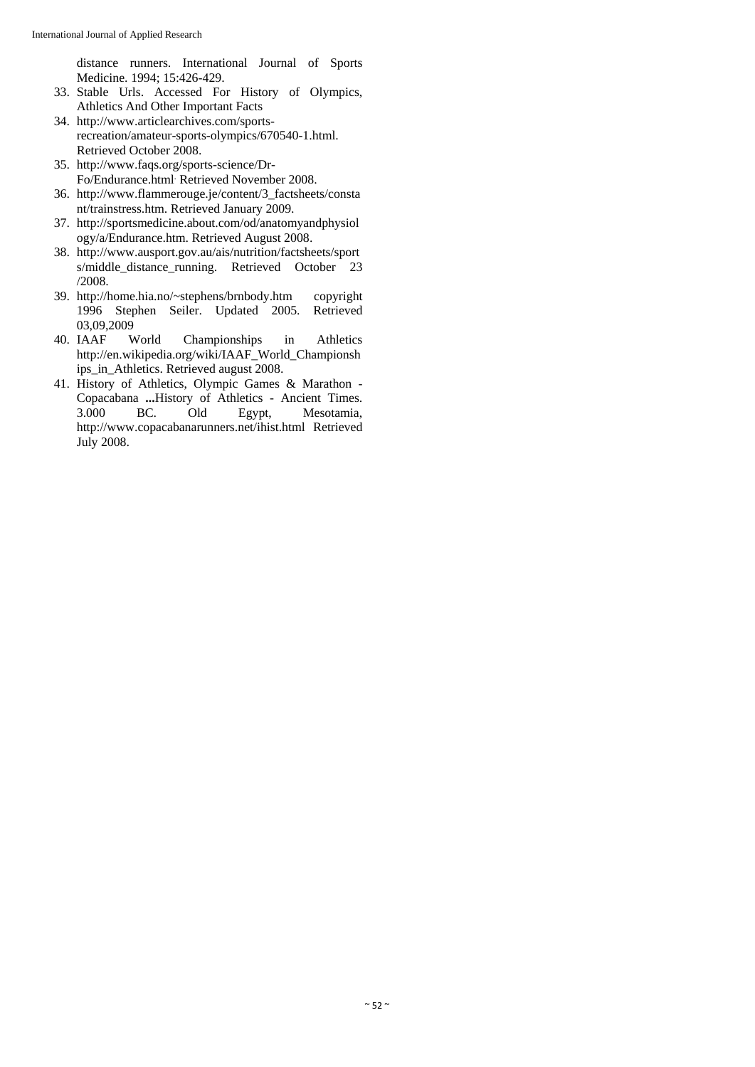distance runners. International Journal of Sports Medicine. 1994; 15:426-429.

33. Stable Urls. Accessed For History of Olympics, Athletics And Other Important Facts
34. http://www.articlearchives.com/sports-recreation/amateur-sports-olympics/670540-1.html. Retrieved October 2008.
35. http://www.faqs.org/sports-science/Dr-Fo/Endurance.html. Retrieved November 2008.
36. http://www.flammerouge.je/content/3_factsheets/constant/trainstress.htm. Retrieved January 2009.
37. http://sportsmedicine.about.com/od/anatomyandphysiology/a/Endurance.htm. Retrieved August 2008.
38. http://www.ausport.gov.au/ais/nutrition/factsheets/sports/middle_distance_running. Retrieved October 23 /2008.
39. http://home.hia.no/~stephens/brnbody.htm copyright 1996 Stephen Seiler. Updated 2005. Retrieved 03,09,2009
40. IAAF World Championships in Athletics http://en.wikipedia.org/wiki/IAAF_World_Championships_in_Athletics. Retrieved august 2008.
41. History of Athletics, Olympic Games & Marathon - Copacabana **...**History of Athletics - Ancient Times. 3.000 BC. Old Egypt, Mesotamia, http://www.copacabanarunners.net/ihist.html Retrieved July 2008.